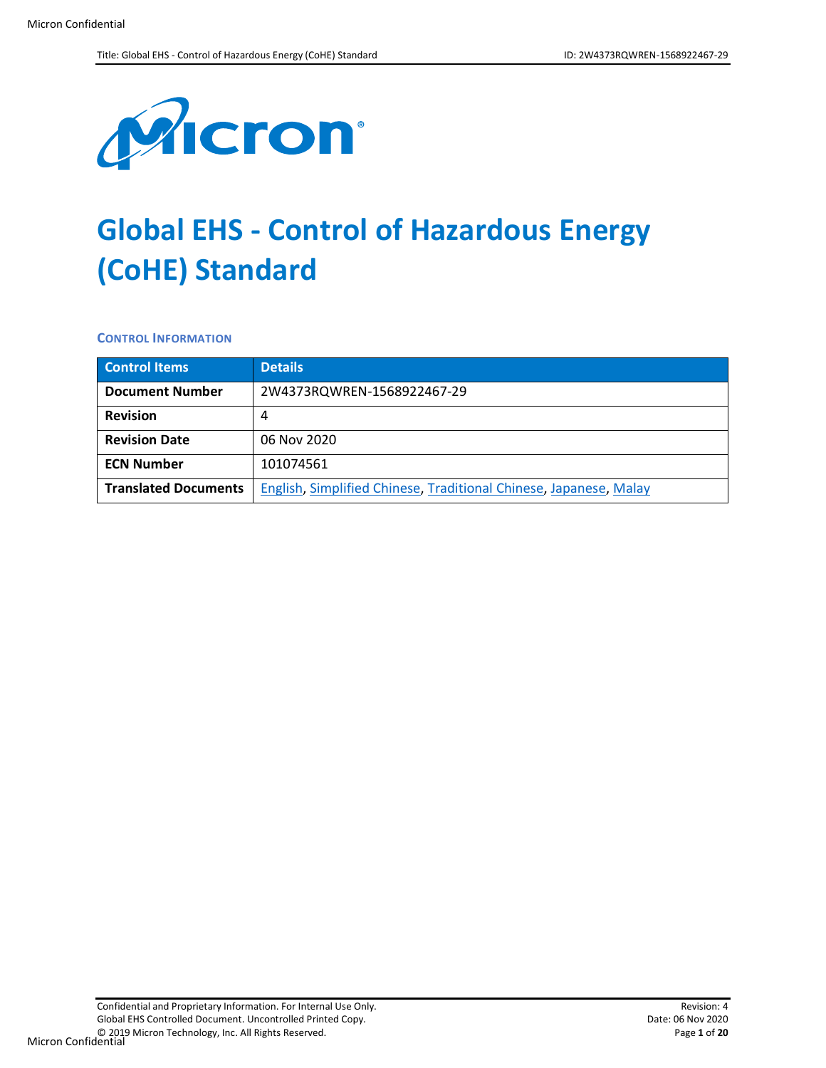# Global EHS - Control of Hazardous Energy (CoHE) Standard

### CONTROL INFORMATION

| Control Items | Details |
|---|---|
| **Document Number** | 2W4373RQWREN-1568922467-29 |
| **Revision** | 4 |
| **Revision Date** | 06 Nov 2020 |
| **ECN Number** | 101074561 |
| **Translated Documents** | English, Simplified Chinese, Traditional Chinese, Japanese, Malay |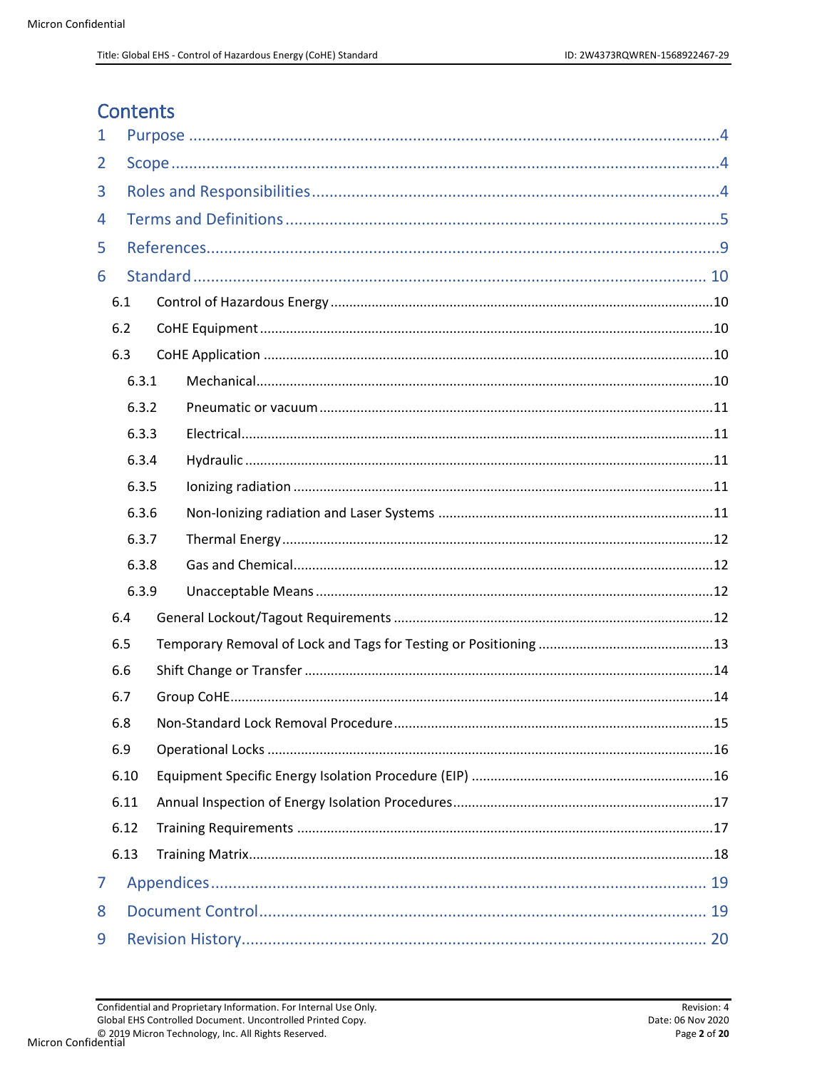# Contents

1 Purpose ....................................................................................................................4

2 Scope .......................................................................................................................4

3 Roles and Responsibilities.......................................................................................4

4 Terms and Definitions ..............................................................................................5

5 References................................................................................................................9

6 Standard ................................................................................................................. 10

- 6.1 Control of Hazardous Energy ..........................................................................10
- 6.2 CoHE Equipment .............................................................................................10
- 6.3 CoHE Application ............................................................................................10
  - 6.3.1 Mechanical................................................................................................10
  - 6.3.2 Pneumatic or vacuum ...............................................................................11
  - 6.3.3 Electrical...................................................................................................11
  - 6.3.4 Hydraulic ..................................................................................................11
  - 6.3.5 Ionizing radiation .....................................................................................11
  - 6.3.6 Non-Ionizing radiation and Laser Systems ..............................................11
  - 6.3.7 Thermal Energy.........................................................................................12
  - 6.3.8 Gas and Chemical......................................................................................12
  - 6.3.9 Unacceptable Means .................................................................................12
- 6.4 General Lockout/Tagout Requirements ..........................................................12
- 6.5 Temporary Removal of Lock and Tags for Testing or Positioning ...................13
- 6.6 Shift Change or Transfer .................................................................................14
- 6.7 Group CoHE......................................................................................................14
- 6.8 Non-Standard Lock Removal Procedure..........................................................15
- 6.9 Operational Locks ...........................................................................................16
- 6.10 Equipment Specific Energy Isolation Procedure (EIP) ...................................16
- 6.11 Annual Inspection of Energy Isolation Procedures.........................................17
- 6.12 Training Requirements ..................................................................................17
- 6.13 Training Matrix...............................................................................................18

7 Appendices ............................................................................................................. 19

8 Document Control................................................................................................... 19

9 Revision History....................................................................................................... 20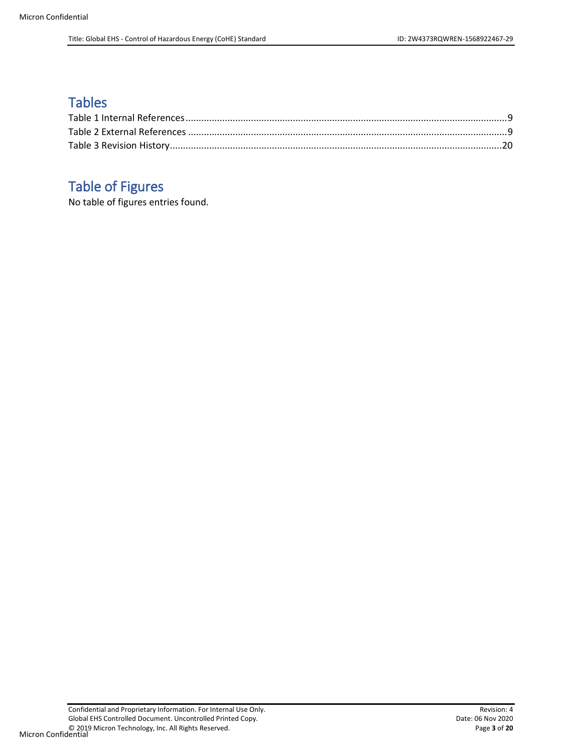## Tables

Table 1 Internal References ....................................................................................................................9
Table 2 External References ...................................................................................................................9
Table 3 Revision History.........................................................................................................................20

## Table of Figures

No table of figures entries found.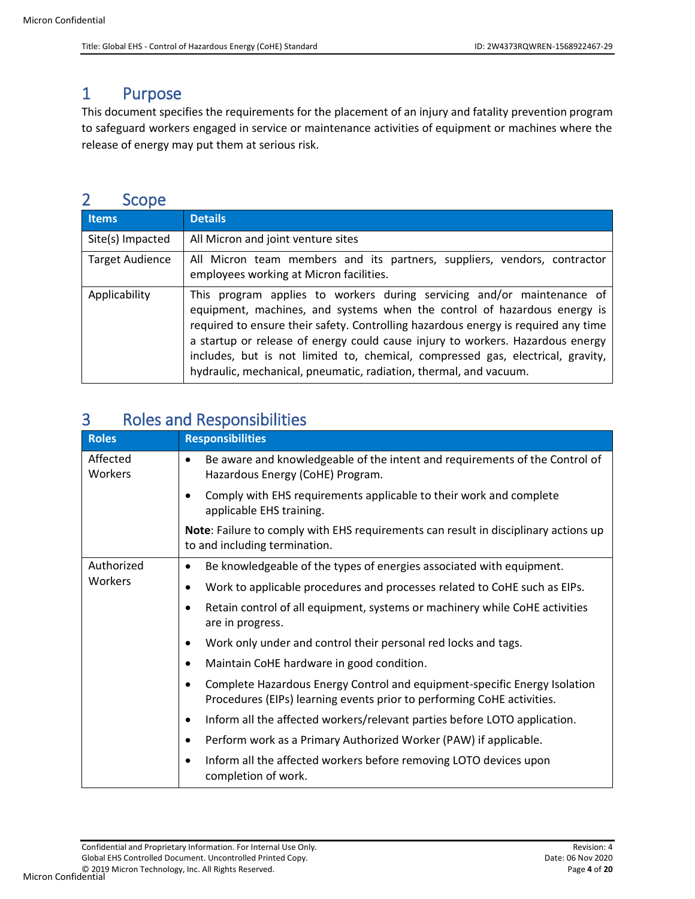# 1 Purpose

This document specifies the requirements for the placement of an injury and fatality prevention program to safeguard workers engaged in service or maintenance activities of equipment or machines where the release of energy may put them at serious risk.

# 2 Scope

| Items | Details |
|---|---|
| Site(s) Impacted | All Micron and joint venture sites |
| Target Audience | All Micron team members and its partners, suppliers, vendors, contractor employees working at Micron facilities. |
| Applicability | This program applies to workers during servicing and/or maintenance of equipment, machines, and systems when the control of hazardous energy is required to ensure their safety. Controlling hazardous energy is required any time a startup or release of energy could cause injury to workers. Hazardous energy includes, but is not limited to, chemical, compressed gas, electrical, gravity, hydraulic, mechanical, pneumatic, radiation, thermal, and vacuum. |

# 3 Roles and Responsibilities

| Roles | Responsibilities |
|---|---|
| Affected Workers | • Be aware and knowledgeable of the intent and requirements of the Control of Hazardous Energy (CoHE) Program.<br>• Comply with EHS requirements applicable to their work and complete applicable EHS training.<br>**Note**: Failure to comply with EHS requirements can result in disciplinary actions up to and including termination. |
| Authorized Workers | • Be knowledgeable of the types of energies associated with equipment.<br>• Work to applicable procedures and processes related to CoHE such as EIPs.<br>• Retain control of all equipment, systems or machinery while CoHE activities are in progress.<br>• Work only under and control their personal red locks and tags.<br>• Maintain CoHE hardware in good condition.<br>• Complete Hazardous Energy Control and equipment-specific Energy Isolation Procedures (EIPs) learning events prior to performing CoHE activities.<br>• Inform all the affected workers/relevant parties before LOTO application.<br>• Perform work as a Primary Authorized Worker (PAW) if applicable.<br>• Inform all the affected workers before removing LOTO devices upon completion of work. |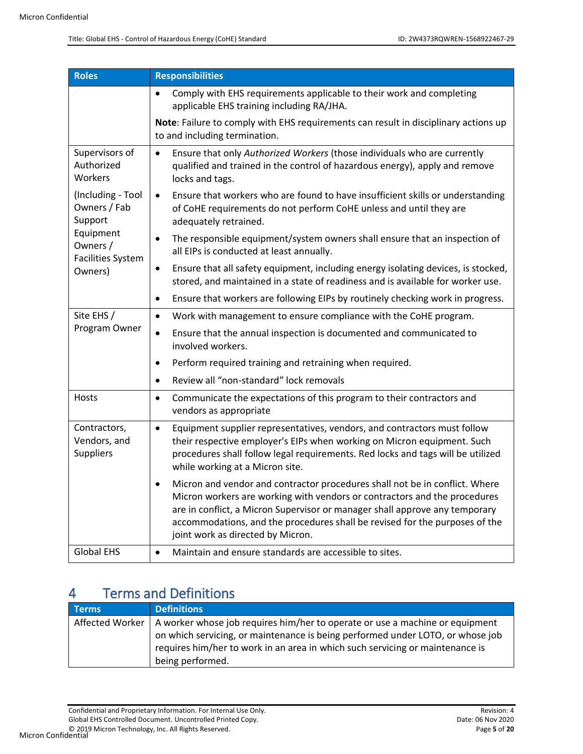| Roles | Responsibilities |
|---|---|
| | • Comply with EHS requirements applicable to their work and completing applicable EHS training including RA/JHA.<br><br>**Note**: Failure to comply with EHS requirements can result in disciplinary actions up to and including termination. |
| Supervisors of Authorized Workers<br><br>(Including - Tool Owners / Fab Support Equipment Owners / Facilities System Owners) | • Ensure that only *Authorized Workers* (those individuals who are currently qualified and trained in the control of hazardous energy), apply and remove locks and tags.<br>• Ensure that workers who are found to have insufficient skills or understanding of CoHE requirements do not perform CoHE unless and until they are adequately retrained.<br>• The responsible equipment/system owners shall ensure that an inspection of all EIPs is conducted at least annually.<br>• Ensure that all safety equipment, including energy isolating devices, is stocked, stored, and maintained in a state of readiness and is available for worker use.<br>• Ensure that workers are following EIPs by routinely checking work in progress. |
| Site EHS / Program Owner | • Work with management to ensure compliance with the CoHE program.<br>• Ensure that the annual inspection is documented and communicated to involved workers.<br>• Perform required training and retraining when required.<br>• Review all "non-standard" lock removals |
| Hosts | • Communicate the expectations of this program to their contractors and vendors as appropriate |
| Contractors, Vendors, and Suppliers | • Equipment supplier representatives, vendors, and contractors must follow their respective employer's EIPs when working on Micron equipment. Such procedures shall follow legal requirements. Red locks and tags will be utilized while working at a Micron site.<br>• Micron and vendor and contractor procedures shall not be in conflict. Where Micron workers are working with vendors or contractors and the procedures are in conflict, a Micron Supervisor or manager shall approve any temporary accommodations, and the procedures shall be revised for the purposes of the joint work as directed by Micron. |
| Global EHS | • Maintain and ensure standards are accessible to sites. |

# 4 Terms and Definitions

| Terms | Definitions |
|---|---|
| Affected Worker | A worker whose job requires him/her to operate or use a machine or equipment on which servicing, or maintenance is being performed under LOTO, or whose job requires him/her to work in an area in which such servicing or maintenance is being performed. |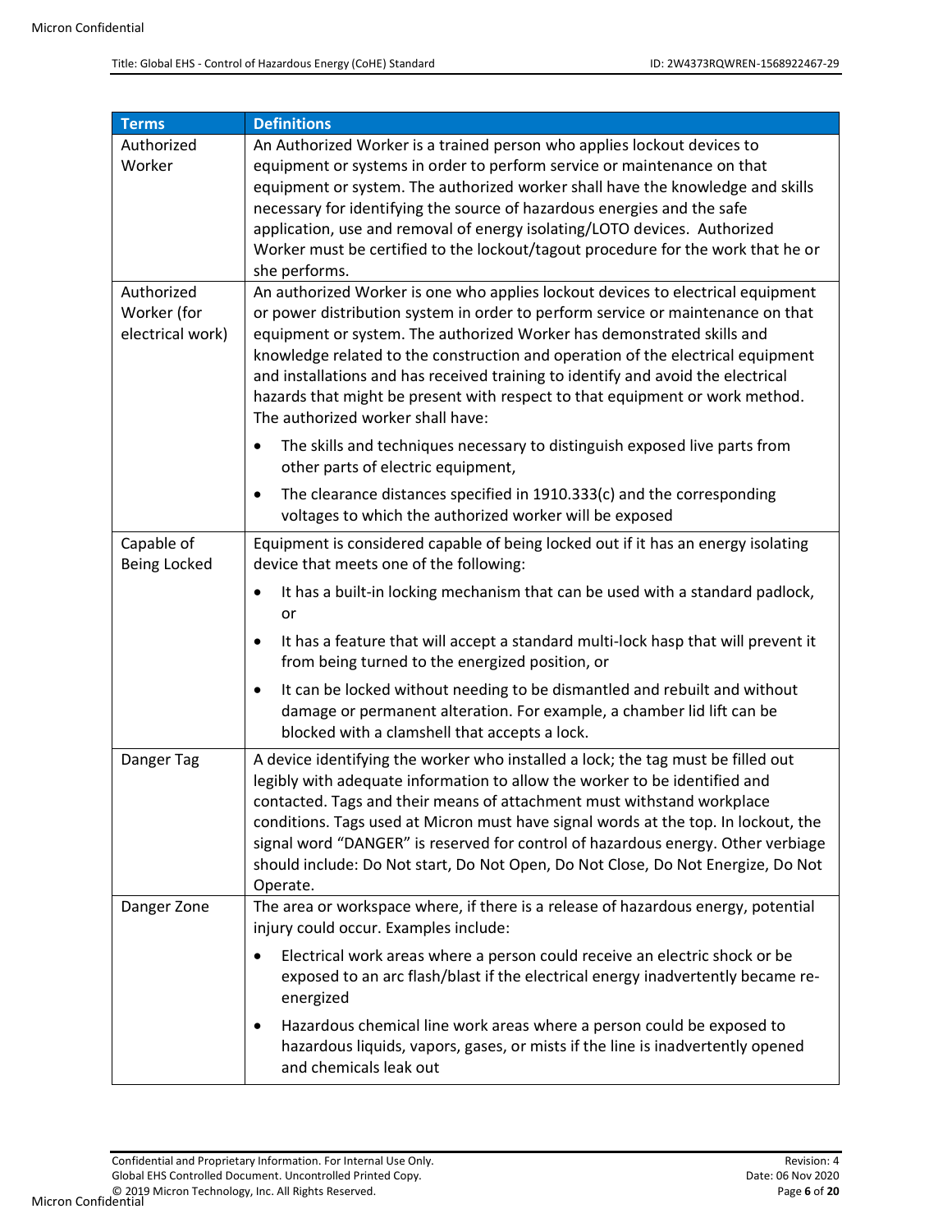| Terms | Definitions |
| --- | --- |
| Authorized Worker | An Authorized Worker is a trained person who applies lockout devices to equipment or systems in order to perform service or maintenance on that equipment or system. The authorized worker shall have the knowledge and skills necessary for identifying the source of hazardous energies and the safe application, use and removal of energy isolating/LOTO devices. Authorized Worker must be certified to the lockout/tagout procedure for the work that he or she performs. |
| Authorized Worker (for electrical work) | An authorized Worker is one who applies lockout devices to electrical equipment or power distribution system in order to perform service or maintenance on that equipment or system. The authorized Worker has demonstrated skills and knowledge related to the construction and operation of the electrical equipment and installations and has received training to identify and avoid the electrical hazards that might be present with respect to that equipment or work method. The authorized worker shall have:<br>• The skills and techniques necessary to distinguish exposed live parts from other parts of electric equipment,<br>• The clearance distances specified in 1910.333(c) and the corresponding voltages to which the authorized worker will be exposed |
| Capable of Being Locked | Equipment is considered capable of being locked out if it has an energy isolating device that meets one of the following:<br>• It has a built-in locking mechanism that can be used with a standard padlock, or<br>• It has a feature that will accept a standard multi-lock hasp that will prevent it from being turned to the energized position, or<br>• It can be locked without needing to be dismantled and rebuilt and without damage or permanent alteration. For example, a chamber lid lift can be blocked with a clamshell that accepts a lock. |
| Danger Tag | A device identifying the worker who installed a lock; the tag must be filled out legibly with adequate information to allow the worker to be identified and contacted. Tags and their means of attachment must withstand workplace conditions. Tags used at Micron must have signal words at the top. In lockout, the signal word "DANGER" is reserved for control of hazardous energy. Other verbiage should include: Do Not start, Do Not Open, Do Not Close, Do Not Energize, Do Not Operate. |
| Danger Zone | The area or workspace where, if there is a release of hazardous energy, potential injury could occur. Examples include:<br>• Electrical work areas where a person could receive an electric shock or be exposed to an arc flash/blast if the electrical energy inadvertently became re-energized<br>• Hazardous chemical line work areas where a person could be exposed to hazardous liquids, vapors, gases, or mists if the line is inadvertently opened and chemicals leak out |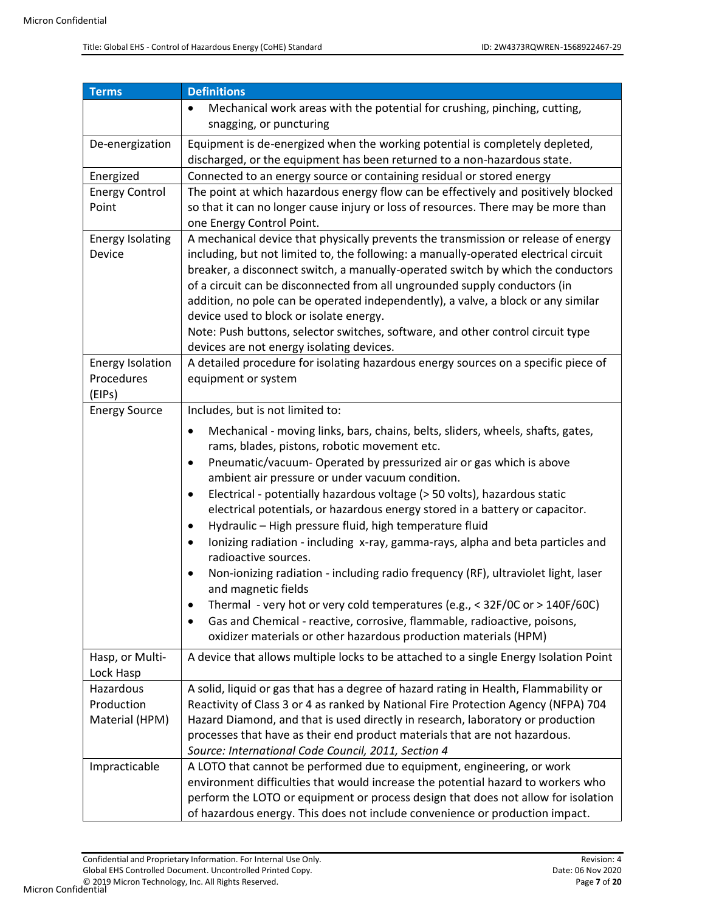| Terms | Definitions |
|---|---|
| | • Mechanical work areas with the potential for crushing, pinching, cutting, snagging, or puncturing |
| De-energization | Equipment is de-energized when the working potential is completely depleted, discharged, or the equipment has been returned to a non-hazardous state. |
| Energized | Connected to an energy source or containing residual or stored energy |
| Energy Control Point | The point at which hazardous energy flow can be effectively and positively blocked so that it can no longer cause injury or loss of resources. There may be more than one Energy Control Point. |
| Energy Isolating Device | A mechanical device that physically prevents the transmission or release of energy including, but not limited to, the following: a manually-operated electrical circuit breaker, a disconnect switch, a manually-operated switch by which the conductors of a circuit can be disconnected from all ungrounded supply conductors (in addition, no pole can be operated independently), a valve, a block or any similar device used to block or isolate energy.<br>Note: Push buttons, selector switches, software, and other control circuit type devices are not energy isolating devices. |
| Energy Isolation Procedures (EIPs) | A detailed procedure for isolating hazardous energy sources on a specific piece of equipment or system |
| Energy Source | Includes, but is not limited to:<br>• Mechanical - moving links, bars, chains, belts, sliders, wheels, shafts, gates, rams, blades, pistons, robotic movement etc.<br>• Pneumatic/vacuum- Operated by pressurized air or gas which is above ambient air pressure or under vacuum condition.<br>• Electrical - potentially hazardous voltage (> 50 volts), hazardous static electrical potentials, or hazardous energy stored in a battery or capacitor.<br>• Hydraulic – High pressure fluid, high temperature fluid<br>• Ionizing radiation - including x-ray, gamma-rays, alpha and beta particles and radioactive sources.<br>• Non-ionizing radiation - including radio frequency (RF), ultraviolet light, laser and magnetic fields<br>• Thermal - very hot or very cold temperatures (e.g., < 32F/0C or > 140F/60C)<br>• Gas and Chemical - reactive, corrosive, flammable, radioactive, poisons, oxidizer materials or other hazardous production materials (HPM) |
| Hasp, or Multi-Lock Hasp | A device that allows multiple locks to be attached to a single Energy Isolation Point |
| Hazardous Production Material (HPM) | A solid, liquid or gas that has a degree of hazard rating in Health, Flammability or Reactivity of Class 3 or 4 as ranked by National Fire Protection Agency (NFPA) 704 Hazard Diamond, and that is used directly in research, laboratory or production processes that have as their end product materials that are not hazardous.<br>*Source: International Code Council, 2011, Section 4* |
| Impracticable | A LOTO that cannot be performed due to equipment, engineering, or work environment difficulties that would increase the potential hazard to workers who perform the LOTO or equipment or process design that does not allow for isolation of hazardous energy. This does not include convenience or production impact. |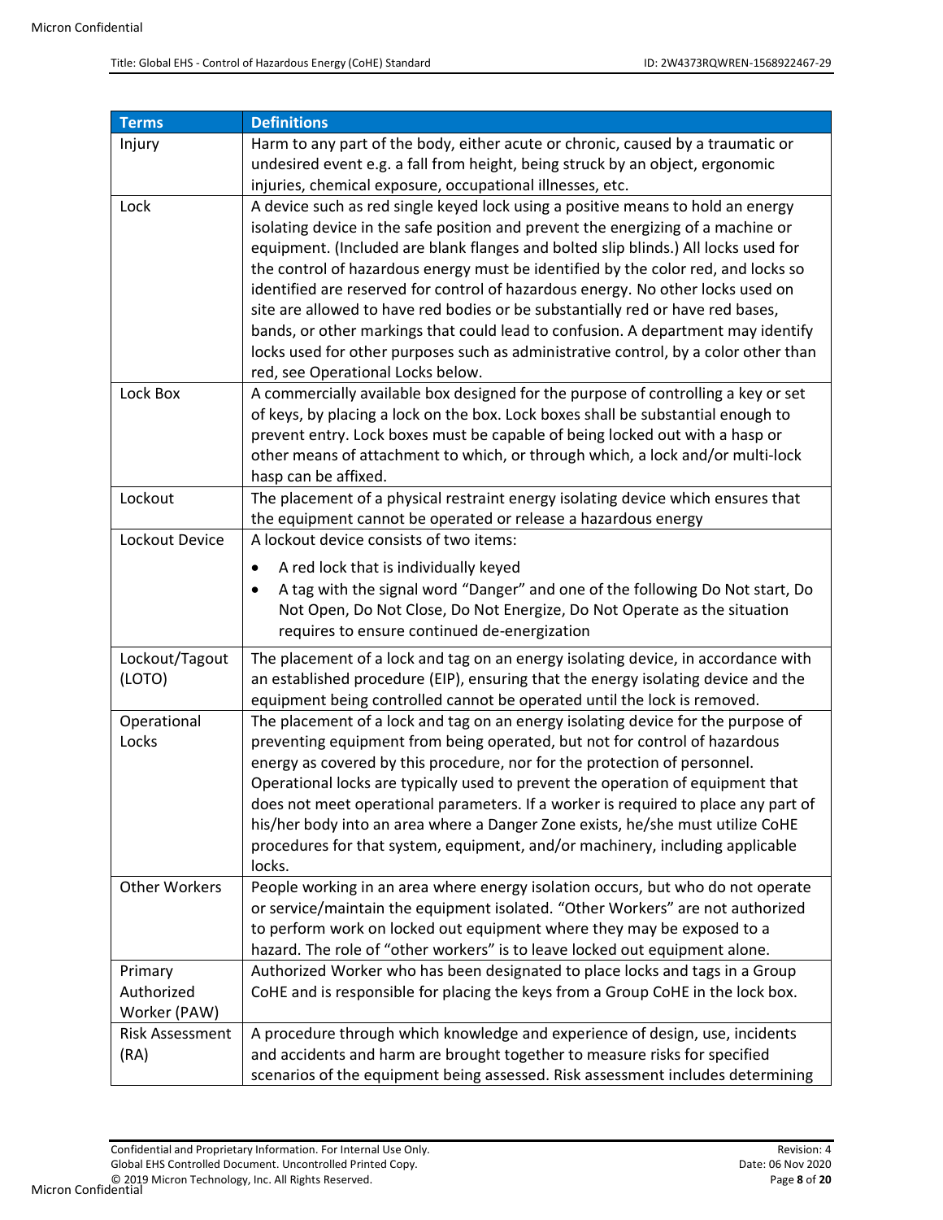| Terms | Definitions |
| --- | --- |
| Injury | Harm to any part of the body, either acute or chronic, caused by a traumatic or undesired event e.g. a fall from height, being struck by an object, ergonomic injuries, chemical exposure, occupational illnesses, etc. |
| Lock | A device such as red single keyed lock using a positive means to hold an energy isolating device in the safe position and prevent the energizing of a machine or equipment. (Included are blank flanges and bolted slip blinds.) All locks used for the control of hazardous energy must be identified by the color red, and locks so identified are reserved for control of hazardous energy. No other locks used on site are allowed to have red bodies or be substantially red or have red bases, bands, or other markings that could lead to confusion. A department may identify locks used for other purposes such as administrative control, by a color other than red, see Operational Locks below. |
| Lock Box | A commercially available box designed for the purpose of controlling a key or set of keys, by placing a lock on the box. Lock boxes shall be substantial enough to prevent entry. Lock boxes must be capable of being locked out with a hasp or other means of attachment to which, or through which, a lock and/or multi-lock hasp can be affixed. |
| Lockout | The placement of a physical restraint energy isolating device which ensures that the equipment cannot be operated or release a hazardous energy |
| Lockout Device | A lockout device consists of two items:<br>• A red lock that is individually keyed<br>• A tag with the signal word "Danger" and one of the following Do Not start, Do Not Open, Do Not Close, Do Not Energize, Do Not Operate as the situation requires to ensure continued de-energization |
| Lockout/Tagout (LOTO) | The placement of a lock and tag on an energy isolating device, in accordance with an established procedure (EIP), ensuring that the energy isolating device and the equipment being controlled cannot be operated until the lock is removed. |
| Operational Locks | The placement of a lock and tag on an energy isolating device for the purpose of preventing equipment from being operated, but not for control of hazardous energy as covered by this procedure, nor for the protection of personnel. Operational locks are typically used to prevent the operation of equipment that does not meet operational parameters. If a worker is required to place any part of his/her body into an area where a Danger Zone exists, he/she must utilize CoHE procedures for that system, equipment, and/or machinery, including applicable locks. |
| Other Workers | People working in an area where energy isolation occurs, but who do not operate or service/maintain the equipment isolated. "Other Workers" are not authorized to perform work on locked out equipment where they may be exposed to a hazard. The role of "other workers" is to leave locked out equipment alone. |
| Primary Authorized Worker (PAW) | Authorized Worker who has been designated to place locks and tags in a Group CoHE and is responsible for placing the keys from a Group CoHE in the lock box. |
| Risk Assessment (RA) | A procedure through which knowledge and experience of design, use, incidents and accidents and harm are brought together to measure risks for specified scenarios of the equipment being assessed. Risk assessment includes determining |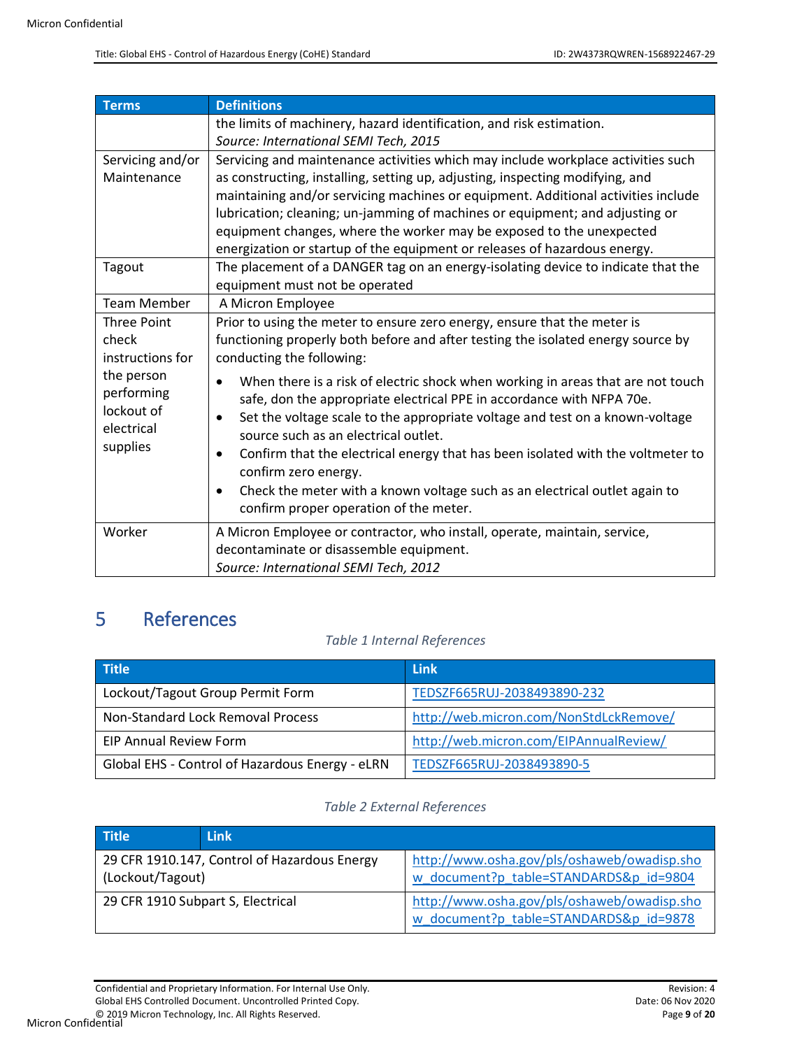| Terms | Definitions |
|---|---|
| | the limits of machinery, hazard identification, and risk estimation.<br>*Source: International SEMI Tech, 2015* |
| Servicing and/or Maintenance | Servicing and maintenance activities which may include workplace activities such as constructing, installing, setting up, adjusting, inspecting modifying, and maintaining and/or servicing machines or equipment. Additional activities include lubrication; cleaning; un-jamming of machines or equipment; and adjusting or equipment changes, where the worker may be exposed to the unexpected energization or startup of the equipment or releases of hazardous energy. |
| Tagout | The placement of a DANGER tag on an energy-isolating device to indicate that the equipment must not be operated |
| Team Member | A Micron Employee |
| Three Point check instructions for the person performing lockout of electrical supplies | Prior to using the meter to ensure zero energy, ensure that the meter is functioning properly both before and after testing the isolated energy source by conducting the following:<br>• When there is a risk of electric shock when working in areas that are not touch safe, don the appropriate electrical PPE in accordance with NFPA 70e.<br>• Set the voltage scale to the appropriate voltage and test on a known-voltage source such as an electrical outlet.<br>• Confirm that the electrical energy that has been isolated with the voltmeter to confirm zero energy.<br>• Check the meter with a known voltage such as an electrical outlet again to confirm proper operation of the meter. |
| Worker | A Micron Employee or contractor, who install, operate, maintain, service, decontaminate or disassemble equipment.<br>*Source: International SEMI Tech, 2012* |

# 5 References

*Table 1 Internal References*

| Title | Link |
|---|---|
| Lockout/Tagout Group Permit Form | TEDSZF665RUJ-2038493890-232 |
| Non-Standard Lock Removal Process | http://web.micron.com/NonStdLckRemove/ |
| EIP Annual Review Form | http://web.micron.com/EIPAnnualReview/ |
| Global EHS - Control of Hazardous Energy - eLRN | TEDSZF665RUJ-2038493890-5 |

*Table 2 External References*

| Title | Link |
|---|---|
| 29 CFR 1910.147, Control of Hazardous Energy (Lockout/Tagout) | http://www.osha.gov/pls/oshaweb/owadisp.show_document?p_table=STANDARDS&p_id=9804 |
| 29 CFR 1910 Subpart S, Electrical | http://www.osha.gov/pls/oshaweb/owadisp.show_document?p_table=STANDARDS&p_id=9878 |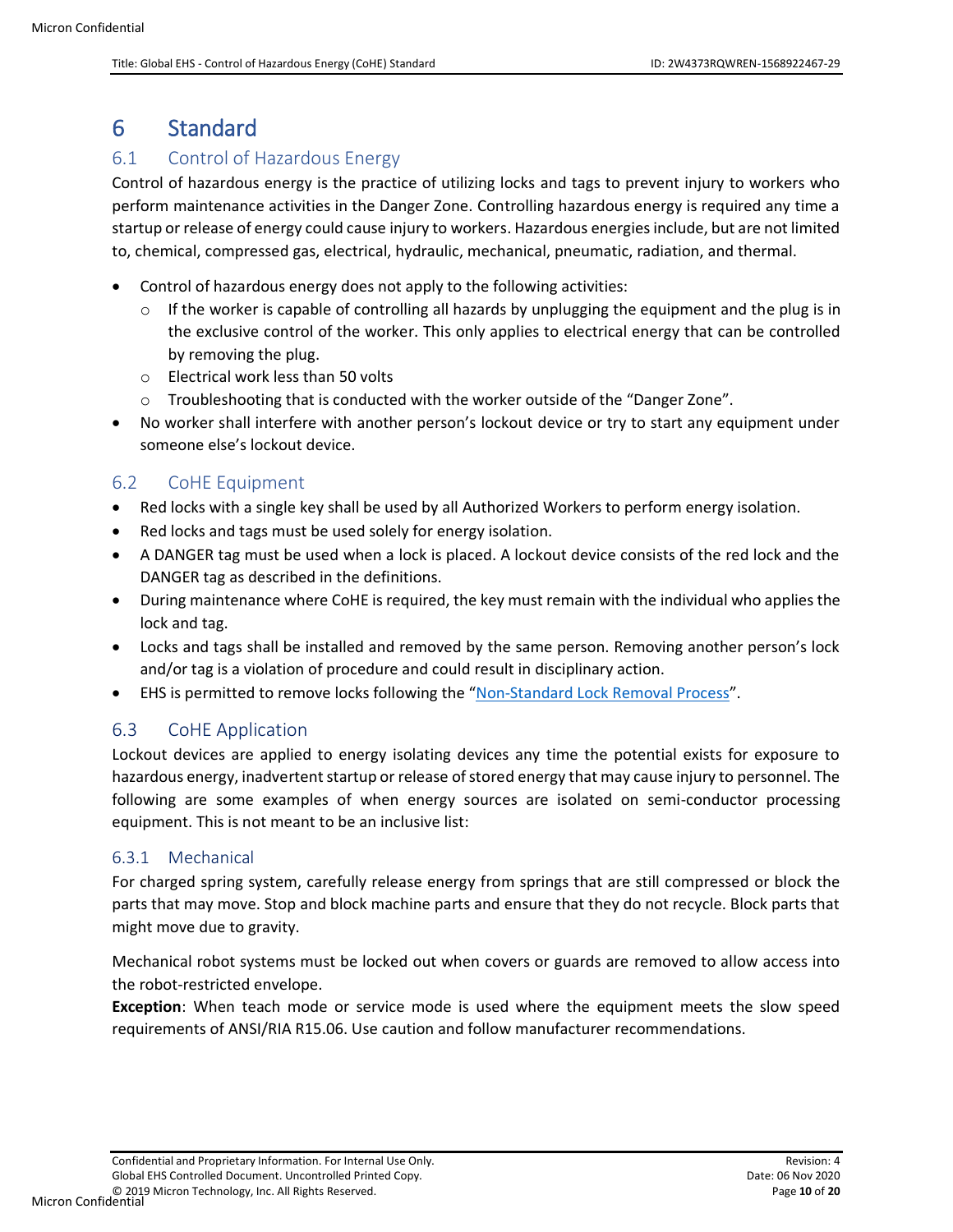# 6 Standard

## 6.1 Control of Hazardous Energy

Control of hazardous energy is the practice of utilizing locks and tags to prevent injury to workers who perform maintenance activities in the Danger Zone. Controlling hazardous energy is required any time a startup or release of energy could cause injury to workers. Hazardous energies include, but are not limited to, chemical, compressed gas, electrical, hydraulic, mechanical, pneumatic, radiation, and thermal.

- Control of hazardous energy does not apply to the following activities:
  - If the worker is capable of controlling all hazards by unplugging the equipment and the plug is in the exclusive control of the worker. This only applies to electrical energy that can be controlled by removing the plug.
  - Electrical work less than 50 volts
  - Troubleshooting that is conducted with the worker outside of the "Danger Zone".
- No worker shall interfere with another person's lockout device or try to start any equipment under someone else's lockout device.

## 6.2 CoHE Equipment

- Red locks with a single key shall be used by all Authorized Workers to perform energy isolation.
- Red locks and tags must be used solely for energy isolation.
- A DANGER tag must be used when a lock is placed. A lockout device consists of the red lock and the DANGER tag as described in the definitions.
- During maintenance where CoHE is required, the key must remain with the individual who applies the lock and tag.
- Locks and tags shall be installed and removed by the same person. Removing another person's lock and/or tag is a violation of procedure and could result in disciplinary action.
- EHS is permitted to remove locks following the "Non-Standard Lock Removal Process".

## 6.3 CoHE Application

Lockout devices are applied to energy isolating devices any time the potential exists for exposure to hazardous energy, inadvertent startup or release of stored energy that may cause injury to personnel. The following are some examples of when energy sources are isolated on semi-conductor processing equipment. This is not meant to be an inclusive list:

### 6.3.1 Mechanical

For charged spring system, carefully release energy from springs that are still compressed or block the parts that may move. Stop and block machine parts and ensure that they do not recycle. Block parts that might move due to gravity.

Mechanical robot systems must be locked out when covers or guards are removed to allow access into the robot-restricted envelope.

**Exception**: When teach mode or service mode is used where the equipment meets the slow speed requirements of ANSI/RIA R15.06. Use caution and follow manufacturer recommendations.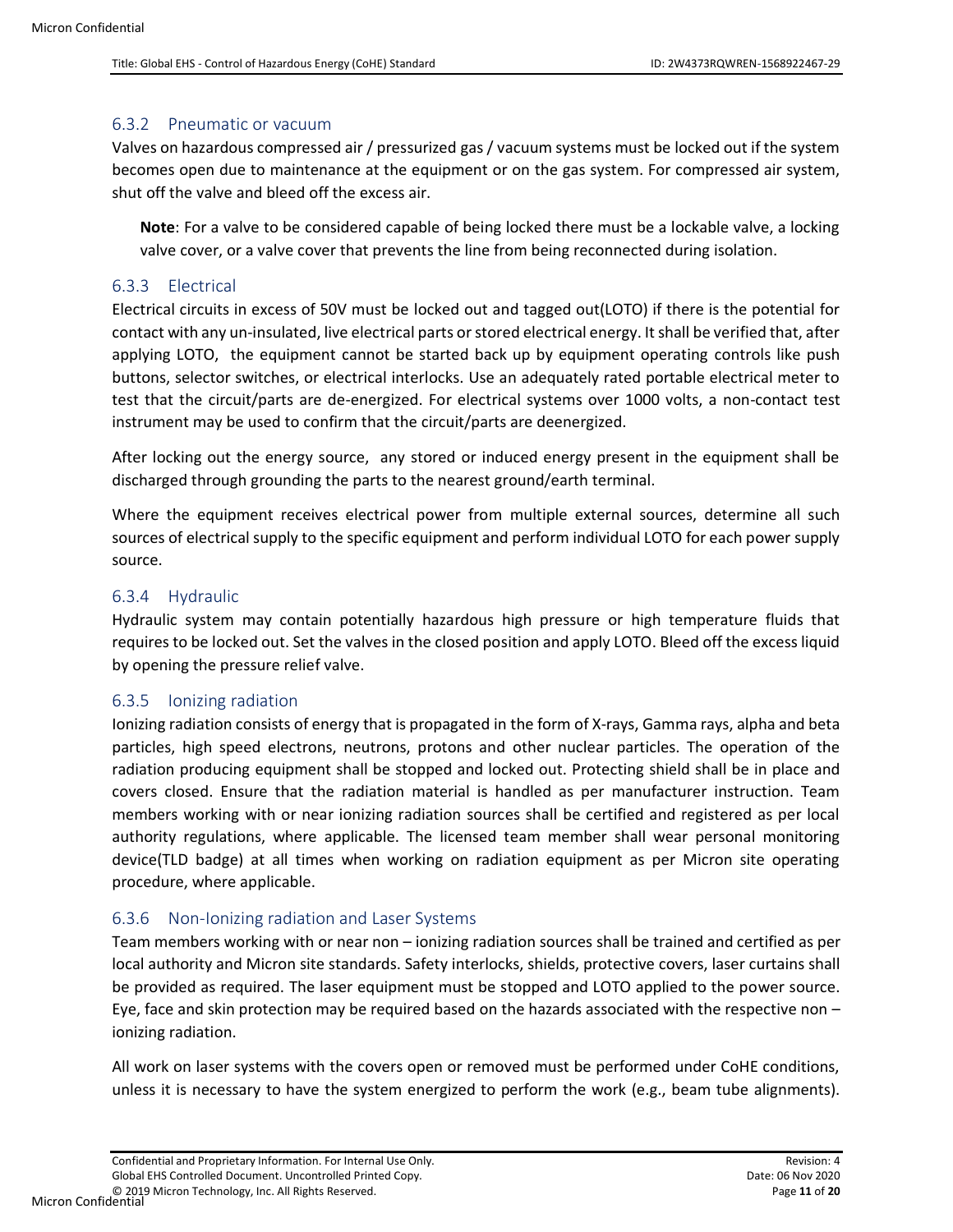### 6.3.2 Pneumatic or vacuum

Valves on hazardous compressed air / pressurized gas / vacuum systems must be locked out if the system becomes open due to maintenance at the equipment or on the gas system. For compressed air system, shut off the valve and bleed off the excess air.

> **Note**: For a valve to be considered capable of being locked there must be a lockable valve, a locking valve cover, or a valve cover that prevents the line from being reconnected during isolation.

### 6.3.3 Electrical

Electrical circuits in excess of 50V must be locked out and tagged out(LOTO) if there is the potential for contact with any un-insulated, live electrical parts or stored electrical energy. It shall be verified that, after applying LOTO, the equipment cannot be started back up by equipment operating controls like push buttons, selector switches, or electrical interlocks. Use an adequately rated portable electrical meter to test that the circuit/parts are de-energized. For electrical systems over 1000 volts, a non-contact test instrument may be used to confirm that the circuit/parts are deenergized.

After locking out the energy source, any stored or induced energy present in the equipment shall be discharged through grounding the parts to the nearest ground/earth terminal.

Where the equipment receives electrical power from multiple external sources, determine all such sources of electrical supply to the specific equipment and perform individual LOTO for each power supply source.

### 6.3.4 Hydraulic

Hydraulic system may contain potentially hazardous high pressure or high temperature fluids that requires to be locked out. Set the valves in the closed position and apply LOTO. Bleed off the excess liquid by opening the pressure relief valve.

### 6.3.5 Ionizing radiation

Ionizing radiation consists of energy that is propagated in the form of X-rays, Gamma rays, alpha and beta particles, high speed electrons, neutrons, protons and other nuclear particles. The operation of the radiation producing equipment shall be stopped and locked out. Protecting shield shall be in place and covers closed. Ensure that the radiation material is handled as per manufacturer instruction. Team members working with or near ionizing radiation sources shall be certified and registered as per local authority regulations, where applicable. The licensed team member shall wear personal monitoring device(TLD badge) at all times when working on radiation equipment as per Micron site operating procedure, where applicable.

### 6.3.6 Non-Ionizing radiation and Laser Systems

Team members working with or near non – ionizing radiation sources shall be trained and certified as per local authority and Micron site standards. Safety interlocks, shields, protective covers, laser curtains shall be provided as required. The laser equipment must be stopped and LOTO applied to the power source. Eye, face and skin protection may be required based on the hazards associated with the respective non – ionizing radiation.

All work on laser systems with the covers open or removed must be performed under CoHE conditions, unless it is necessary to have the system energized to perform the work (e.g., beam tube alignments).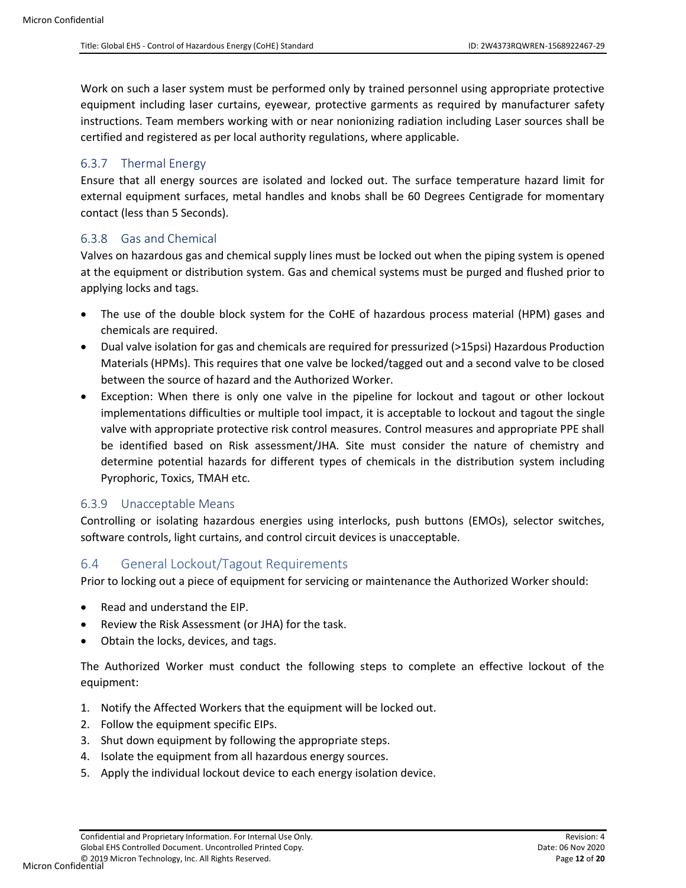Work on such a laser system must be performed only by trained personnel using appropriate protective equipment including laser curtains, eyewear, protective garments as required by manufacturer safety instructions. Team members working with or near nonionizing radiation including Laser sources shall be certified and registered as per local authority regulations, where applicable.

### 6.3.7 Thermal Energy

Ensure that all energy sources are isolated and locked out. The surface temperature hazard limit for external equipment surfaces, metal handles and knobs shall be 60 Degrees Centigrade for momentary contact (less than 5 Seconds).

### 6.3.8 Gas and Chemical

Valves on hazardous gas and chemical supply lines must be locked out when the piping system is opened at the equipment or distribution system. Gas and chemical systems must be purged and flushed prior to applying locks and tags.

- The use of the double block system for the CoHE of hazardous process material (HPM) gases and chemicals are required.
- Dual valve isolation for gas and chemicals are required for pressurized (>15psi) Hazardous Production Materials (HPMs). This requires that one valve be locked/tagged out and a second valve to be closed between the source of hazard and the Authorized Worker.
- Exception: When there is only one valve in the pipeline for lockout and tagout or other lockout implementations difficulties or multiple tool impact, it is acceptable to lockout and tagout the single valve with appropriate protective risk control measures. Control measures and appropriate PPE shall be identified based on Risk assessment/JHA. Site must consider the nature of chemistry and determine potential hazards for different types of chemicals in the distribution system including Pyrophoric, Toxics, TMAH etc.

### 6.3.9 Unacceptable Means

Controlling or isolating hazardous energies using interlocks, push buttons (EMOs), selector switches, software controls, light curtains, and control circuit devices is unacceptable.

## 6.4 General Lockout/Tagout Requirements

Prior to locking out a piece of equipment for servicing or maintenance the Authorized Worker should:

- Read and understand the EIP.
- Review the Risk Assessment (or JHA) for the task.
- Obtain the locks, devices, and tags.

The Authorized Worker must conduct the following steps to complete an effective lockout of the equipment:

1. Notify the Affected Workers that the equipment will be locked out.
2. Follow the equipment specific EIPs.
3. Shut down equipment by following the appropriate steps.
4. Isolate the equipment from all hazardous energy sources.
5. Apply the individual lockout device to each energy isolation device.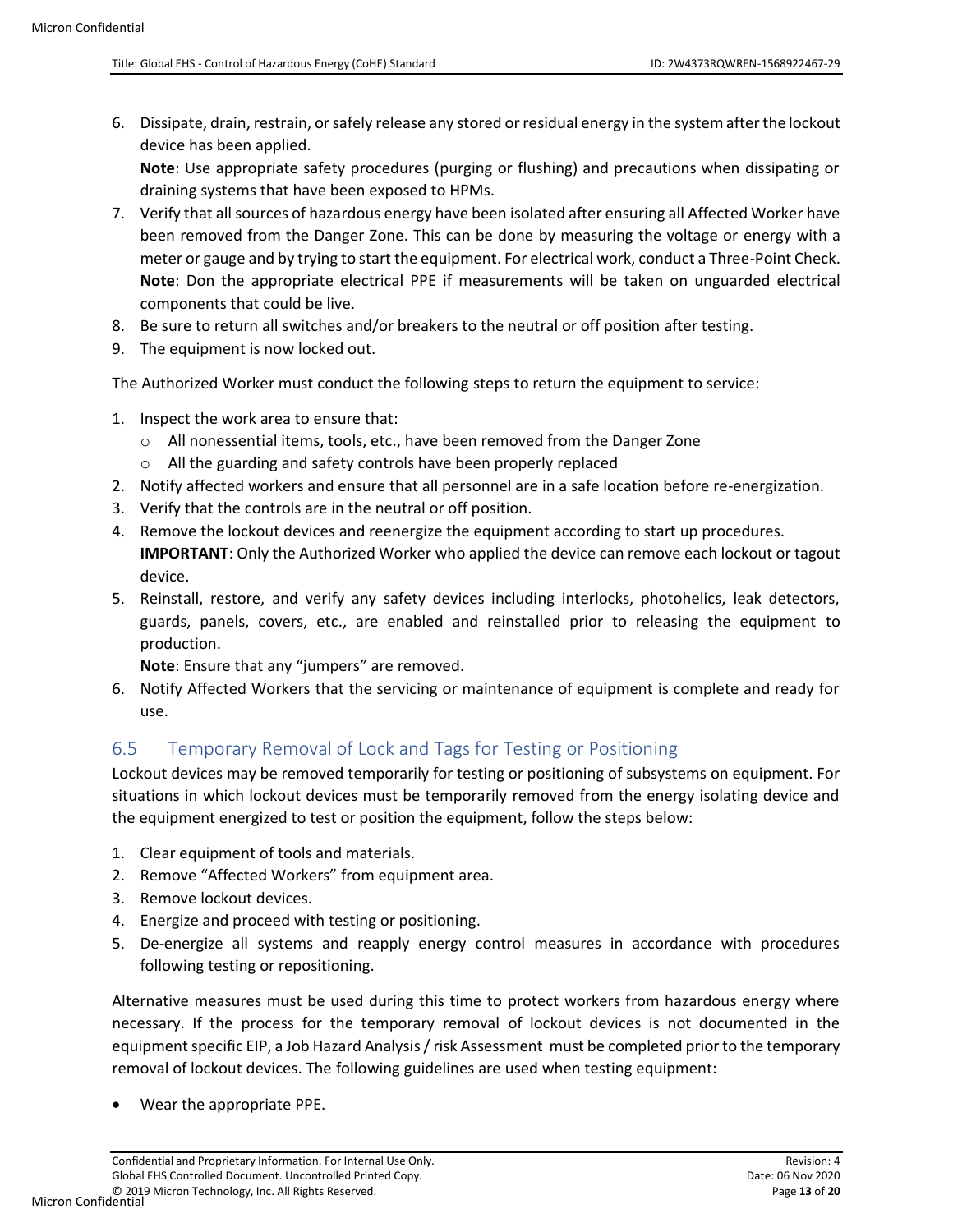6. Dissipate, drain, restrain, or safely release any stored or residual energy in the system after the lockout device has been applied.
   **Note**: Use appropriate safety procedures (purging or flushing) and precautions when dissipating or draining systems that have been exposed to HPMs.
7. Verify that all sources of hazardous energy have been isolated after ensuring all Affected Worker have been removed from the Danger Zone. This can be done by measuring the voltage or energy with a meter or gauge and by trying to start the equipment. For electrical work, conduct a Three-Point Check.
   **Note**: Don the appropriate electrical PPE if measurements will be taken on unguarded electrical components that could be live.
8. Be sure to return all switches and/or breakers to the neutral or off position after testing.
9. The equipment is now locked out.

The Authorized Worker must conduct the following steps to return the equipment to service:

1. Inspect the work area to ensure that:
   - All nonessential items, tools, etc., have been removed from the Danger Zone
   - All the guarding and safety controls have been properly replaced
2. Notify affected workers and ensure that all personnel are in a safe location before re-energization.
3. Verify that the controls are in the neutral or off position.
4. Remove the lockout devices and reenergize the equipment according to start up procedures.
   **IMPORTANT**: Only the Authorized Worker who applied the device can remove each lockout or tagout device.
5. Reinstall, restore, and verify any safety devices including interlocks, photohelics, leak detectors, guards, panels, covers, etc., are enabled and reinstalled prior to releasing the equipment to production.
   **Note**: Ensure that any "jumpers" are removed.
6. Notify Affected Workers that the servicing or maintenance of equipment is complete and ready for use.

## 6.5 Temporary Removal of Lock and Tags for Testing or Positioning

Lockout devices may be removed temporarily for testing or positioning of subsystems on equipment. For situations in which lockout devices must be temporarily removed from the energy isolating device and the equipment energized to test or position the equipment, follow the steps below:

1. Clear equipment of tools and materials.
2. Remove "Affected Workers" from equipment area.
3. Remove lockout devices.
4. Energize and proceed with testing or positioning.
5. De-energize all systems and reapply energy control measures in accordance with procedures following testing or repositioning.

Alternative measures must be used during this time to protect workers from hazardous energy where necessary. If the process for the temporary removal of lockout devices is not documented in the equipment specific EIP, a Job Hazard Analysis / risk Assessment must be completed prior to the temporary removal of lockout devices. The following guidelines are used when testing equipment:

- Wear the appropriate PPE.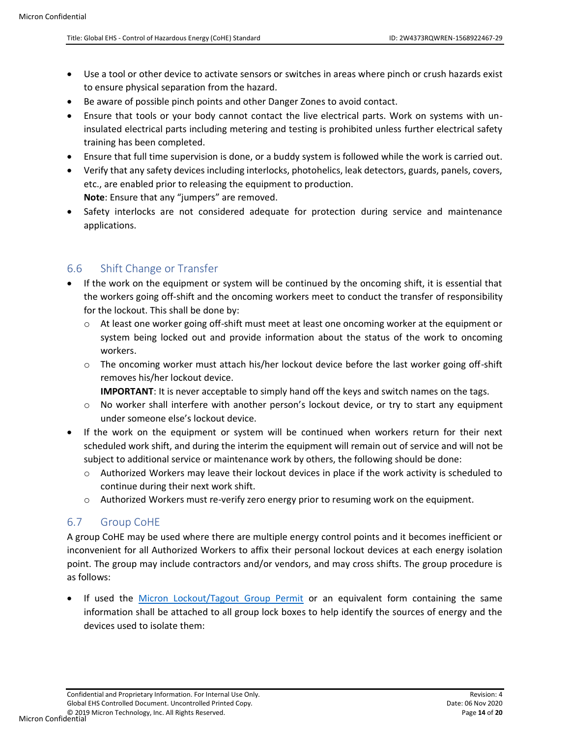- Use a tool or other device to activate sensors or switches in areas where pinch or crush hazards exist to ensure physical separation from the hazard.
- Be aware of possible pinch points and other Danger Zones to avoid contact.
- Ensure that tools or your body cannot contact the live electrical parts. Work on systems with un-insulated electrical parts including metering and testing is prohibited unless further electrical safety training has been completed.
- Ensure that full time supervision is done, or a buddy system is followed while the work is carried out.
- Verify that any safety devices including interlocks, photohelics, leak detectors, guards, panels, covers, etc., are enabled prior to releasing the equipment to production.
  **Note**: Ensure that any "jumpers" are removed.
- Safety interlocks are not considered adequate for protection during service and maintenance applications.

## 6.6 Shift Change or Transfer

- If the work on the equipment or system will be continued by the oncoming shift, it is essential that the workers going off-shift and the oncoming workers meet to conduct the transfer of responsibility for the lockout. This shall be done by:
  - At least one worker going off-shift must meet at least one oncoming worker at the equipment or system being locked out and provide information about the status of the work to oncoming workers.
  - The oncoming worker must attach his/her lockout device before the last worker going off-shift removes his/her lockout device.
    **IMPORTANT**: It is never acceptable to simply hand off the keys and switch names on the tags.
  - No worker shall interfere with another person's lockout device, or try to start any equipment under someone else's lockout device.
- If the work on the equipment or system will be continued when workers return for their next scheduled work shift, and during the interim the equipment will remain out of service and will not be subject to additional service or maintenance work by others, the following should be done:
  - Authorized Workers may leave their lockout devices in place if the work activity is scheduled to continue during their next work shift.
  - Authorized Workers must re-verify zero energy prior to resuming work on the equipment.

## 6.7 Group CoHE

A group CoHE may be used where there are multiple energy control points and it becomes inefficient or inconvenient for all Authorized Workers to affix their personal lockout devices at each energy isolation point. The group may include contractors and/or vendors, and may cross shifts. The group procedure is as follows:

- If used the Micron Lockout/Tagout Group Permit or an equivalent form containing the same information shall be attached to all group lock boxes to help identify the sources of energy and the devices used to isolate them: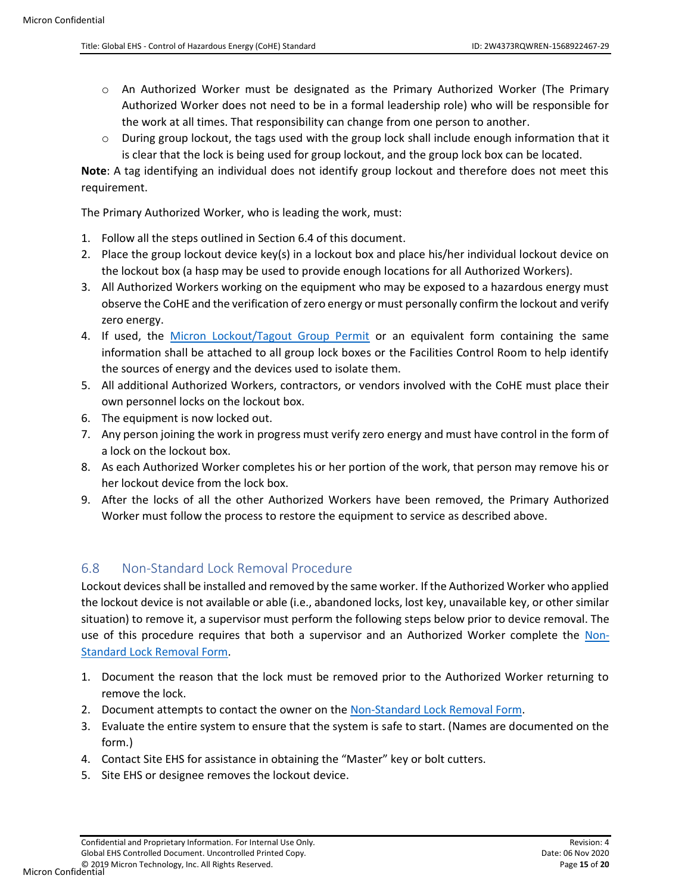- An Authorized Worker must be designated as the Primary Authorized Worker (The Primary Authorized Worker does not need to be in a formal leadership role) who will be responsible for the work at all times. That responsibility can change from one person to another.
- During group lockout, the tags used with the group lock shall include enough information that it is clear that the lock is being used for group lockout, and the group lock box can be located.

**Note**: A tag identifying an individual does not identify group lockout and therefore does not meet this requirement.

The Primary Authorized Worker, who is leading the work, must:

1. Follow all the steps outlined in Section 6.4 of this document.
2. Place the group lockout device key(s) in a lockout box and place his/her individual lockout device on the lockout box (a hasp may be used to provide enough locations for all Authorized Workers).
3. All Authorized Workers working on the equipment who may be exposed to a hazardous energy must observe the CoHE and the verification of zero energy or must personally confirm the lockout and verify zero energy.
4. If used, the Micron Lockout/Tagout Group Permit or an equivalent form containing the same information shall be attached to all group lock boxes or the Facilities Control Room to help identify the sources of energy and the devices used to isolate them.
5. All additional Authorized Workers, contractors, or vendors involved with the CoHE must place their own personnel locks on the lockout box.
6. The equipment is now locked out.
7. Any person joining the work in progress must verify zero energy and must have control in the form of a lock on the lockout box.
8. As each Authorized Worker completes his or her portion of the work, that person may remove his or her lockout device from the lock box.
9. After the locks of all the other Authorized Workers have been removed, the Primary Authorized Worker must follow the process to restore the equipment to service as described above.

## 6.8 Non-Standard Lock Removal Procedure

Lockout devices shall be installed and removed by the same worker. If the Authorized Worker who applied the lockout device is not available or able (i.e., abandoned locks, lost key, unavailable key, or other similar situation) to remove it, a supervisor must perform the following steps below prior to device removal. The use of this procedure requires that both a supervisor and an Authorized Worker complete the Non-Standard Lock Removal Form.

1. Document the reason that the lock must be removed prior to the Authorized Worker returning to remove the lock.
2. Document attempts to contact the owner on the Non-Standard Lock Removal Form.
3. Evaluate the entire system to ensure that the system is safe to start. (Names are documented on the form.)
4. Contact Site EHS for assistance in obtaining the "Master" key or bolt cutters.
5. Site EHS or designee removes the lockout device.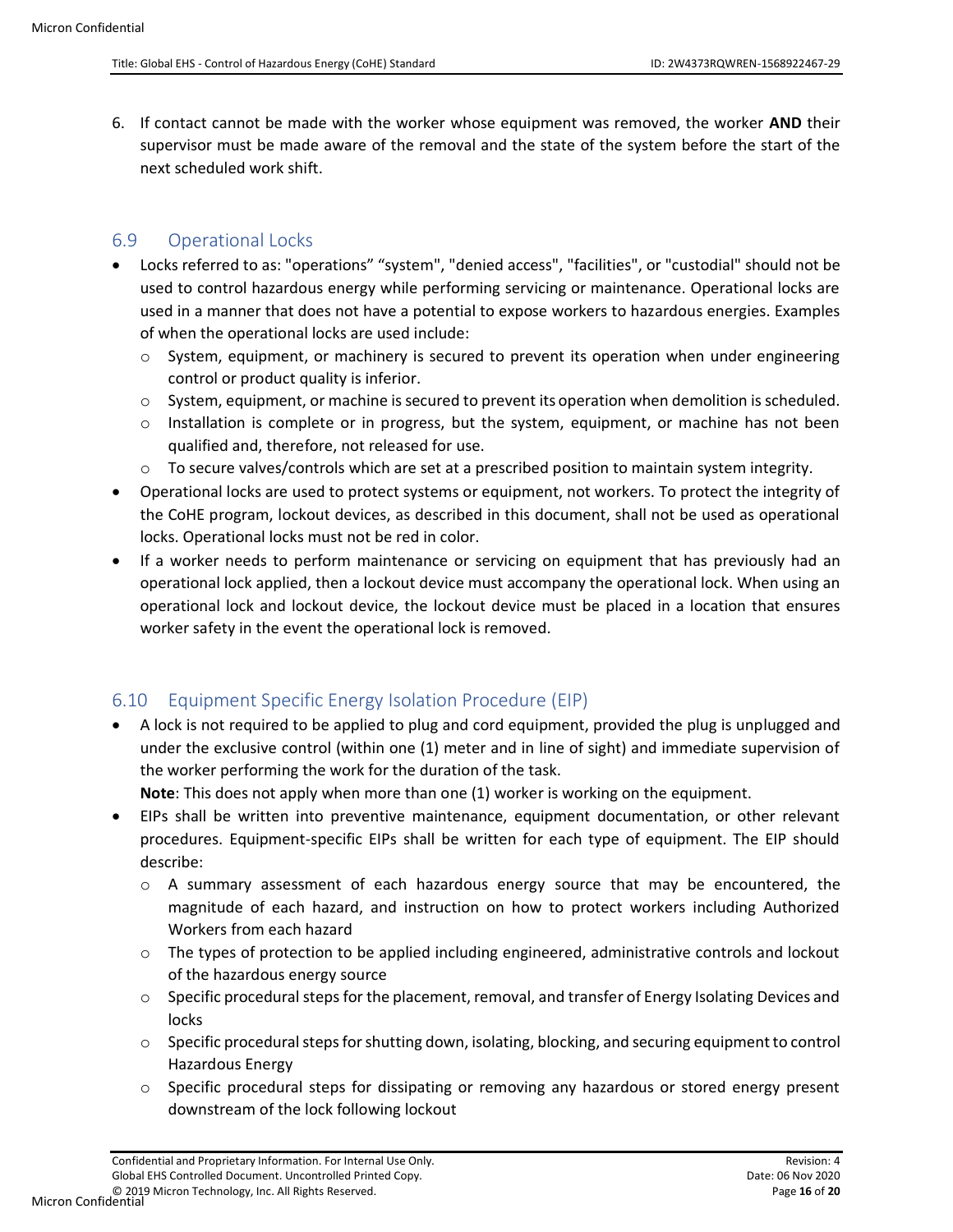6. If contact cannot be made with the worker whose equipment was removed, the worker **AND** their supervisor must be made aware of the removal and the state of the system before the start of the next scheduled work shift.

## 6.9 Operational Locks

- Locks referred to as: "operations" "system", "denied access", "facilities", or "custodial" should not be used to control hazardous energy while performing servicing or maintenance. Operational locks are used in a manner that does not have a potential to expose workers to hazardous energies. Examples of when the operational locks are used include:
  - System, equipment, or machinery is secured to prevent its operation when under engineering control or product quality is inferior.
  - System, equipment, or machine is secured to prevent its operation when demolition is scheduled.
  - Installation is complete or in progress, but the system, equipment, or machine has not been qualified and, therefore, not released for use.
  - To secure valves/controls which are set at a prescribed position to maintain system integrity.
- Operational locks are used to protect systems or equipment, not workers. To protect the integrity of the CoHE program, lockout devices, as described in this document, shall not be used as operational locks. Operational locks must not be red in color.
- If a worker needs to perform maintenance or servicing on equipment that has previously had an operational lock applied, then a lockout device must accompany the operational lock. When using an operational lock and lockout device, the lockout device must be placed in a location that ensures worker safety in the event the operational lock is removed.

## 6.10 Equipment Specific Energy Isolation Procedure (EIP)

- A lock is not required to be applied to plug and cord equipment, provided the plug is unplugged and under the exclusive control (within one (1) meter and in line of sight) and immediate supervision of the worker performing the work for the duration of the task.
  **Note**: This does not apply when more than one (1) worker is working on the equipment.
- EIPs shall be written into preventive maintenance, equipment documentation, or other relevant procedures. Equipment-specific EIPs shall be written for each type of equipment. The EIP should describe:
  - A summary assessment of each hazardous energy source that may be encountered, the magnitude of each hazard, and instruction on how to protect workers including Authorized Workers from each hazard
  - The types of protection to be applied including engineered, administrative controls and lockout of the hazardous energy source
  - Specific procedural steps for the placement, removal, and transfer of Energy Isolating Devices and locks
  - Specific procedural steps for shutting down, isolating, blocking, and securing equipment to control Hazardous Energy
  - Specific procedural steps for dissipating or removing any hazardous or stored energy present downstream of the lock following lockout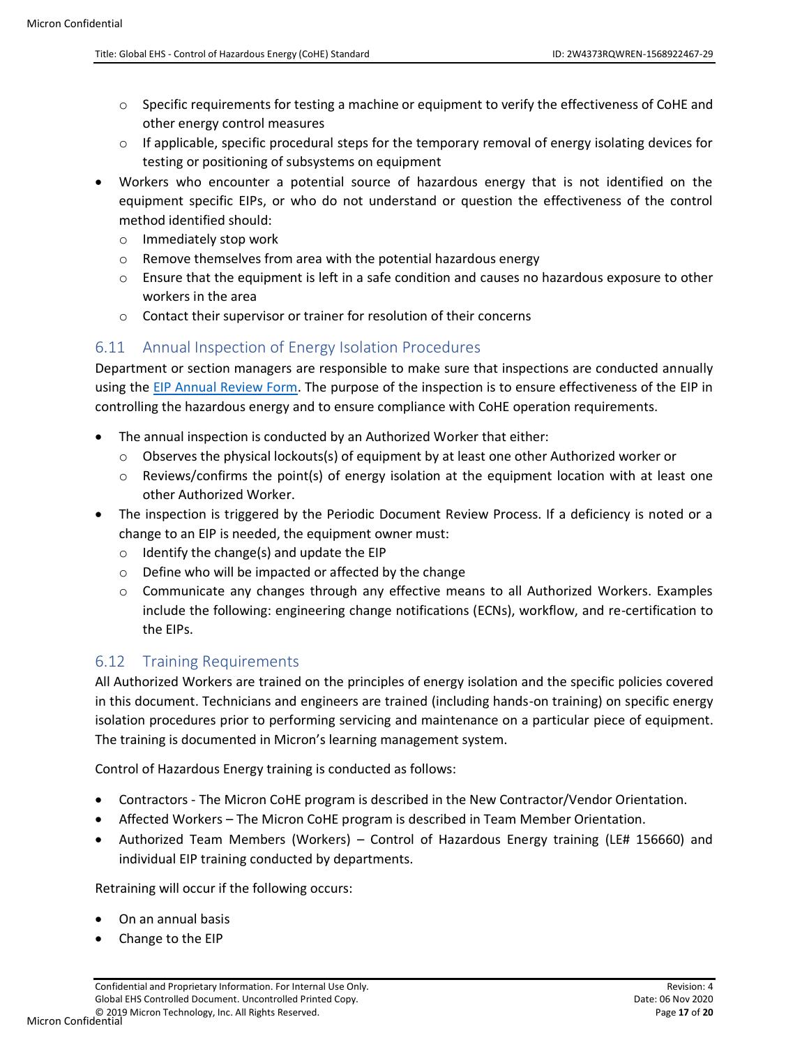- Specific requirements for testing a machine or equipment to verify the effectiveness of CoHE and other energy control measures
  - If applicable, specific procedural steps for the temporary removal of energy isolating devices for testing or positioning of subsystems on equipment
- Workers who encounter a potential source of hazardous energy that is not identified on the equipment specific EIPs, or who do not understand or question the effectiveness of the control method identified should:
  - Immediately stop work
  - Remove themselves from area with the potential hazardous energy
  - Ensure that the equipment is left in a safe condition and causes no hazardous exposure to other workers in the area
  - Contact their supervisor or trainer for resolution of their concerns

## 6.11 Annual Inspection of Energy Isolation Procedures

Department or section managers are responsible to make sure that inspections are conducted annually using the EIP Annual Review Form. The purpose of the inspection is to ensure effectiveness of the EIP in controlling the hazardous energy and to ensure compliance with CoHE operation requirements.

- The annual inspection is conducted by an Authorized Worker that either:
  - Observes the physical lockouts(s) of equipment by at least one other Authorized worker or
  - Reviews/confirms the point(s) of energy isolation at the equipment location with at least one other Authorized Worker.
- The inspection is triggered by the Periodic Document Review Process. If a deficiency is noted or a change to an EIP is needed, the equipment owner must:
  - Identify the change(s) and update the EIP
  - Define who will be impacted or affected by the change
  - Communicate any changes through any effective means to all Authorized Workers. Examples include the following: engineering change notifications (ECNs), workflow, and re-certification to the EIPs.

## 6.12 Training Requirements

All Authorized Workers are trained on the principles of energy isolation and the specific policies covered in this document. Technicians and engineers are trained (including hands-on training) on specific energy isolation procedures prior to performing servicing and maintenance on a particular piece of equipment. The training is documented in Micron's learning management system.

Control of Hazardous Energy training is conducted as follows:

- Contractors - The Micron CoHE program is described in the New Contractor/Vendor Orientation.
- Affected Workers – The Micron CoHE program is described in Team Member Orientation.
- Authorized Team Members (Workers) – Control of Hazardous Energy training (LE# 156660) and individual EIP training conducted by departments.

Retraining will occur if the following occurs:

- On an annual basis
- Change to the EIP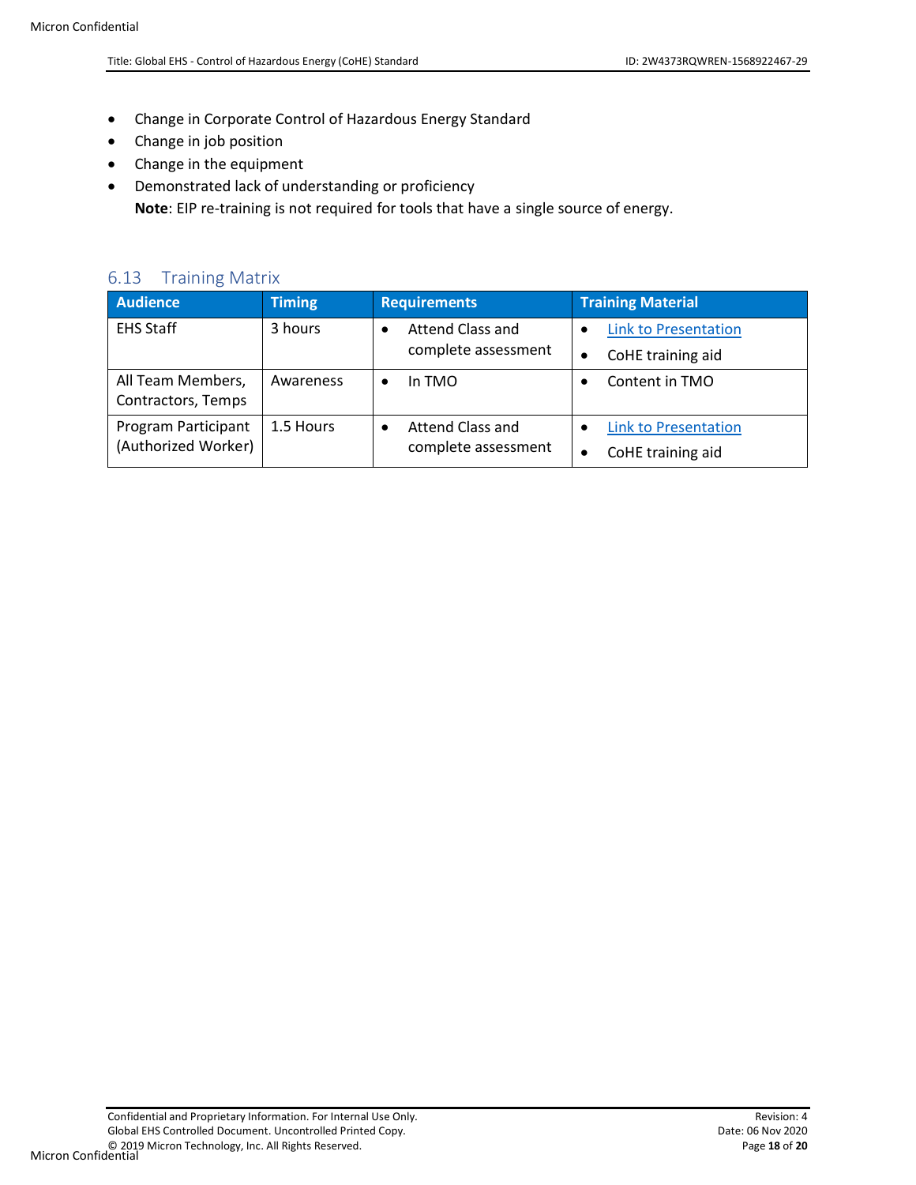- Change in Corporate Control of Hazardous Energy Standard
- Change in job position
- Change in the equipment
- Demonstrated lack of understanding or proficiency
  **Note**: EIP re-training is not required for tools that have a single source of energy.

## 6.13 Training Matrix

| Audience | Timing | Requirements | Training Material |
|---|---|---|---|
| EHS Staff | 3 hours | • Attend Class and complete assessment | • Link to Presentation<br>• CoHE training aid |
| All Team Members, Contractors, Temps | Awareness | • In TMO | • Content in TMO |
| Program Participant (Authorized Worker) | 1.5 Hours | • Attend Class and complete assessment | • Link to Presentation<br>• CoHE training aid |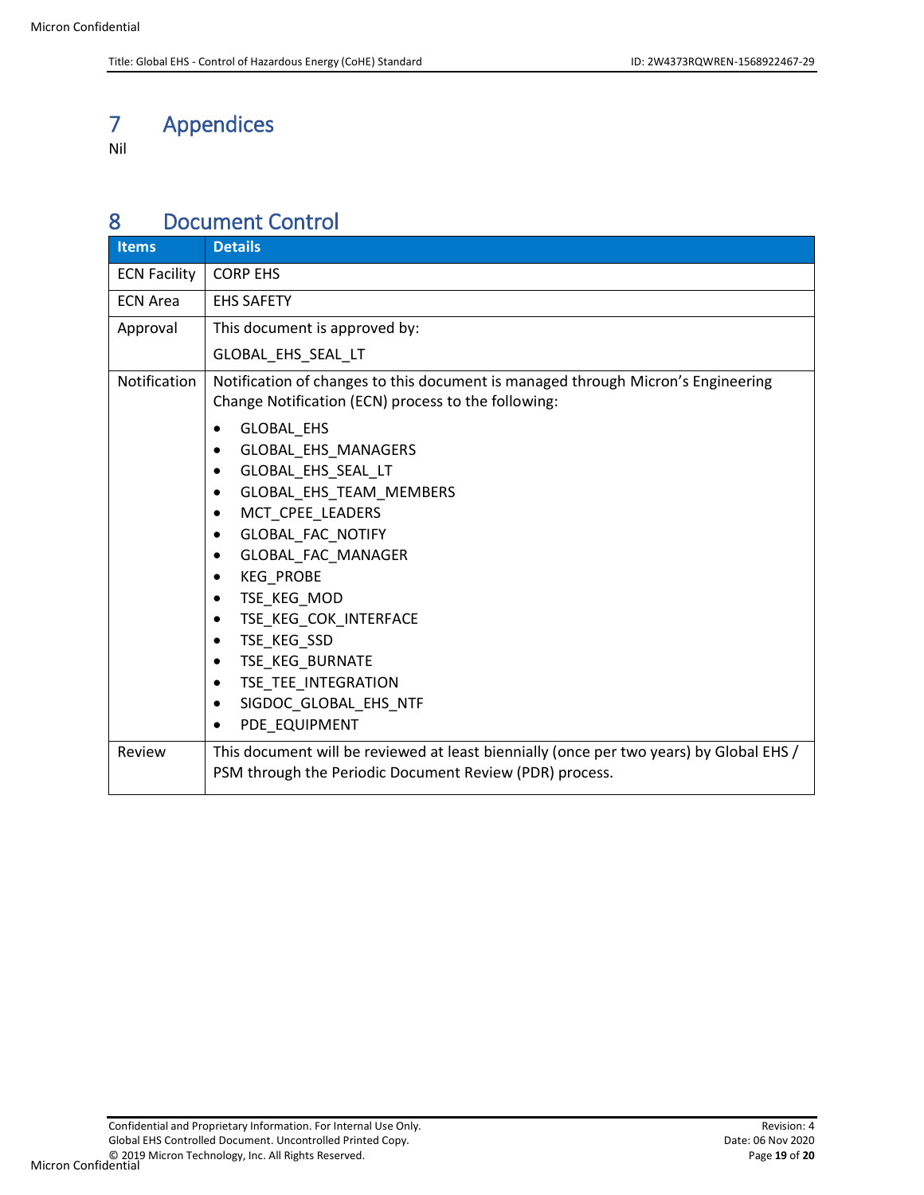# 7 Appendices

Nil

# 8 Document Control

| Items | Details |
|---|---|
| ECN Facility | CORP EHS |
| ECN Area | EHS SAFETY |
| Approval | This document is approved by:<br>GLOBAL_EHS_SEAL_LT |
| Notification | Notification of changes to this document is managed through Micron's Engineering Change Notification (ECN) process to the following:<br>• GLOBAL_EHS<br>• GLOBAL_EHS_MANAGERS<br>• GLOBAL_EHS_SEAL_LT<br>• GLOBAL_EHS_TEAM_MEMBERS<br>• MCT_CPEE_LEADERS<br>• GLOBAL_FAC_NOTIFY<br>• GLOBAL_FAC_MANAGER<br>• KEG_PROBE<br>• TSE_KEG_MOD<br>• TSE_KEG_COK_INTERFACE<br>• TSE_KEG_SSD<br>• TSE_KEG_BURNATE<br>• TSE_TEE_INTEGRATION<br>• SIGDOC_GLOBAL_EHS_NTF<br>• PDE_EQUIPMENT |
| Review | This document will be reviewed at least biennially (once per two years) by Global EHS / PSM through the Periodic Document Review (PDR) process. |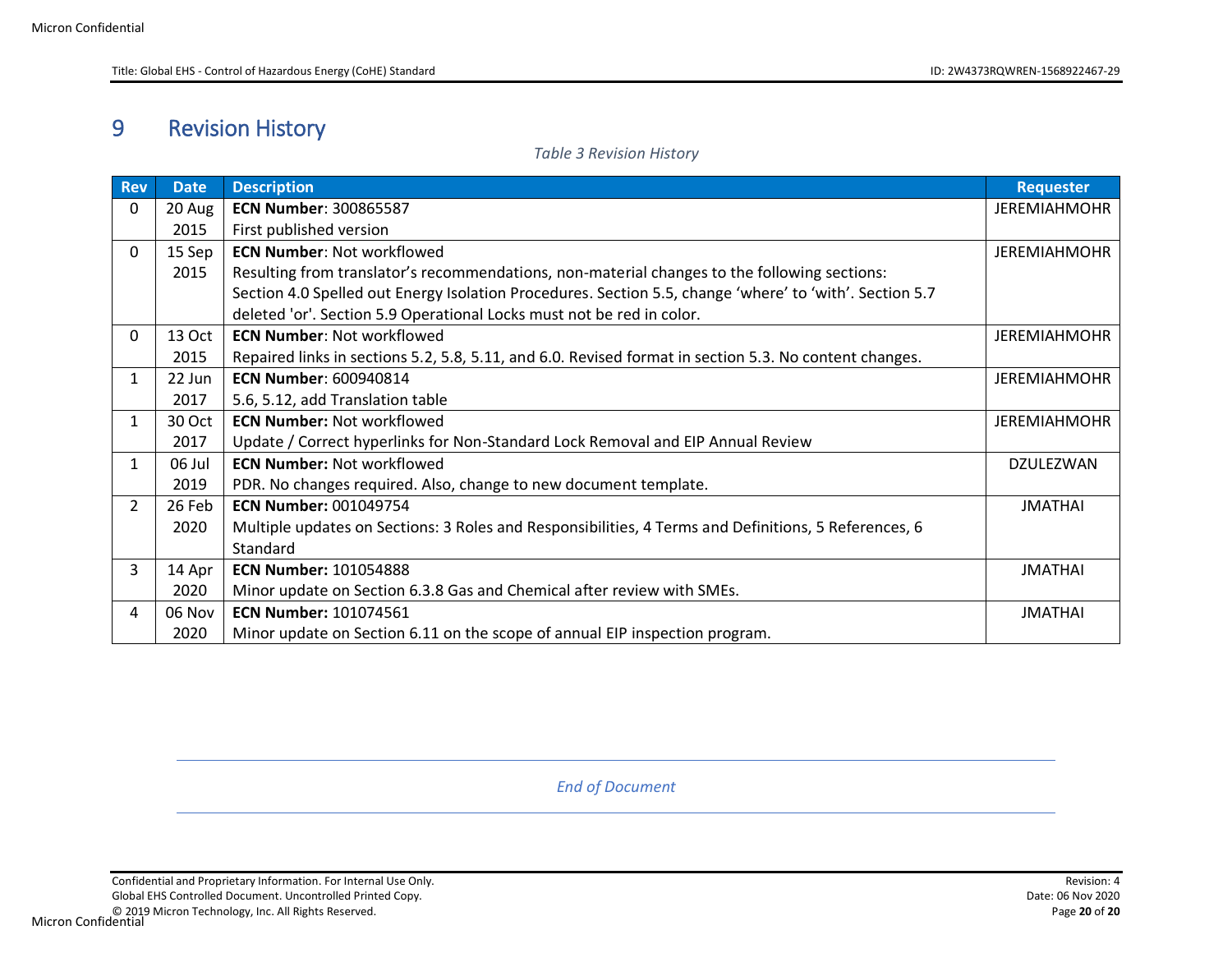# 9 Revision History

*Table 3 Revision History*

| Rev | Date | Description | Requester |
|---|---|---|---|
| 0 | 20 Aug 2015 | **ECN Number**: 300865587<br>First published version | JEREMIAHMOHR |
| 0 | 15 Sep 2015 | **ECN Number**: Not workflowed<br>Resulting from translator's recommendations, non-material changes to the following sections: Section 4.0 Spelled out Energy Isolation Procedures. Section 5.5, change 'where' to 'with'. Section 5.7 deleted 'or'. Section 5.9 Operational Locks must not be red in color. | JEREMIAHMOHR |
| 0 | 13 Oct 2015 | **ECN Number**: Not workflowed<br>Repaired links in sections 5.2, 5.8, 5.11, and 6.0. Revised format in section 5.3. No content changes. | JEREMIAHMOHR |
| 1 | 22 Jun 2017 | **ECN Number**: 600940814<br>5.6, 5.12, add Translation table | JEREMIAHMOHR |
| 1 | 30 Oct 2017 | **ECN Number:** Not workflowed<br>Update / Correct hyperlinks for Non-Standard Lock Removal and EIP Annual Review | JEREMIAHMOHR |
| 1 | 06 Jul 2019 | **ECN Number:** Not workflowed<br>PDR. No changes required. Also, change to new document template. | DZULEZWAN |
| 2 | 26 Feb 2020 | **ECN Number:** 001049754<br>Multiple updates on Sections: 3 Roles and Responsibilities, 4 Terms and Definitions, 5 References, 6 Standard | JMATHAI |
| 3 | 14 Apr 2020 | **ECN Number:** 101054888<br>Minor update on Section 6.3.8 Gas and Chemical after review with SMEs. | JMATHAI |
| 4 | 06 Nov 2020 | **ECN Number:** 101074561<br>Minor update on Section 6.11 on the scope of annual EIP inspection program. | JMATHAI |

*End of Document*